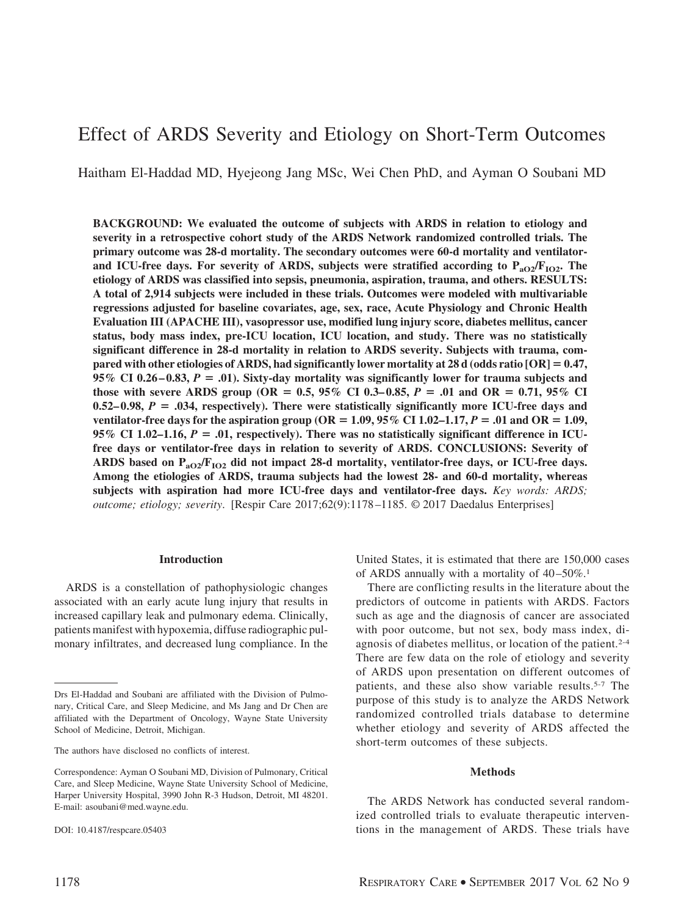# Effect of ARDS Severity and Etiology on Short-Term Outcomes

Haitham El-Haddad MD, Hyejeong Jang MSc, Wei Chen PhD, and Ayman O Soubani MD

**BACKGROUND: We evaluated the outcome of subjects with ARDS in relation to etiology and severity in a retrospective cohort study of the ARDS Network randomized controlled trials. The primary outcome was 28-d mortality. The secondary outcomes were 60-d mortality and ventilator- and ICU-free days. For severity of ARDS, subjects were stratified according to $P_{aO_2}/F_{IO_2}$. The etiology of ARDS was classified into sepsis, pneumonia, aspiration, trauma, and others. RESULTS: A total of 2,914 subjects were included in these trials. Outcomes were modeled with multivariable regressions adjusted for baseline covariates, age, sex, race, Acute Physiology and Chronic Health Evaluation III (APACHE III), vasopressor use, modified lung injury score, diabetes mellitus, cancer status, body mass index, pre-ICU location, ICU location, and study. There was no statistically significant difference in 28-d mortality in relation to ARDS severity. Subjects with trauma, compared with other etiologies of ARDS, had significantly lower mortality at 28 d (odds ratio [OR] = 0.47, 95% CI 0.26–0.83, $P$ = .01). Sixty-day mortality was significantly lower for trauma subjects and those with severe ARDS group (OR = 0.5, 95% CI 0.3–0.85, $P$ = .01 and OR = 0.71, 95% CI 0.52–0.98, $P$ = .034, respectively). There were statistically significantly more ICU-free days and ventilator-free days for the aspiration group (OR = 1.09, 95% CI 1.02–1.17, $P$ = .01 and OR = 1.09, 95% CI 1.02–1.16, $P$ = .01, respectively). There was no statistically significant difference in ICU-free days or ventilator-free days in relation to severity of ARDS. CONCLUSIONS: Severity of ARDS based on $P_{aO_2}/F_{IO_2}$ did not impact 28-d mortality, ventilator-free days, or ICU-free days. Among the etiologies of ARDS, trauma subjects had the lowest 28- and 60-d mortality, whereas subjects with aspiration had more ICU-free days and ventilator-free days.** *Key words: ARDS; outcome; etiology; severity*. [Respir Care 2017;62(9):1178–1185. © 2017 Daedalus Enterprises]

## Introduction

ARDS is a constellation of pathophysiologic changes associated with an early acute lung injury that results in increased capillary leak and pulmonary edema. Clinically, patients manifest with hypoxemia, diffuse radiographic pulmonary infiltrates, and decreased lung compliance. In the United States, it is estimated that there are 150,000 cases of ARDS annually with a mortality of 40–50%.[1]

There are conflicting results in the literature about the predictors of outcome in patients with ARDS. Factors such as age and the diagnosis of cancer are associated with poor outcome, but not sex, body mass index, diagnosis of diabetes mellitus, or location of the patient.[2-4] There are few data on the role of etiology and severity of ARDS upon presentation on different outcomes of patients, and these also show variable results.[5-7] The purpose of this study is to analyze the ARDS Network randomized controlled trials database to determine whether etiology and severity of ARDS affected the short-term outcomes of these subjects.

## Methods

The ARDS Network has conducted several randomized controlled trials to evaluate therapeutic interventions in the management of ARDS. These trials have

Drs El-Haddad and Soubani are affiliated with the Division of Pulmonary, Critical Care, and Sleep Medicine, and Ms Jang and Dr Chen are affiliated with the Department of Oncology, Wayne State University School of Medicine, Detroit, Michigan.

The authors have disclosed no conflicts of interest.

Correspondence: Ayman O Soubani MD, Division of Pulmonary, Critical Care, and Sleep Medicine, Wayne State University School of Medicine, Harper University Hospital, 3990 John R-3 Hudson, Detroit, MI 48201. E-mail: asoubani@med.wayne.edu.

DOI: 10.4187/respcare.05403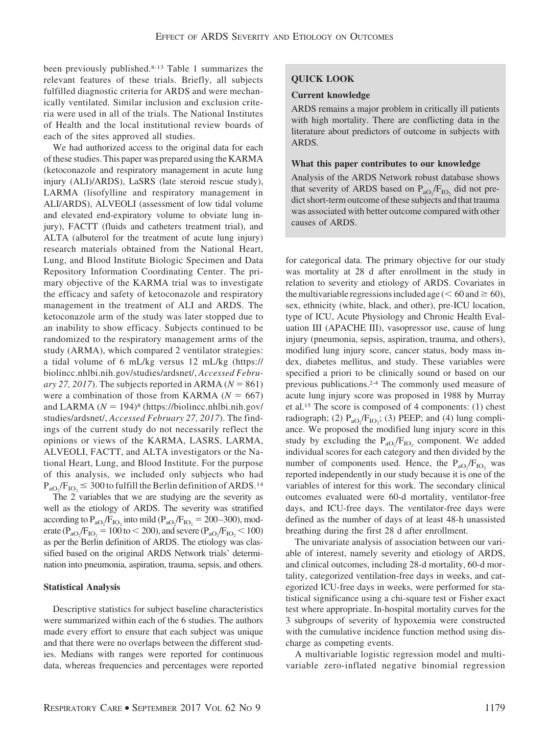been previously published.[8-13] Table 1 summarizes the relevant features of these trials. Briefly, all subjects fulfilled diagnostic criteria for ARDS and were mechanically ventilated. Similar inclusion and exclusion criteria were used in all of the trials. The National Institutes of Health and the local institutional review boards of each of the sites approved all studies.

We had authorized access to the original data for each of these studies. This paper was prepared using the KARMA (ketoconazole and respiratory management in acute lung injury (ALI)/ARDS), LaSRS (late steroid rescue study), LARMA (lisofylline and respiratory management in ALI/ARDS), ALVEOLI (assessment of low tidal volume and elevated end-expiratory volume to obviate lung injury), FACTT (fluids and catheters treatment trial), and ALTA (albuterol for the treatment of acute lung injury) research materials obtained from the National Heart, Lung, and Blood Institute Biologic Specimen and Data Repository Information Coordinating Center. The primary objective of the KARMA trial was to investigate the efficacy and safety of ketoconazole and respiratory management in the treatment of ALI and ARDS. The ketoconazole arm of the study was later stopped due to an inability to show efficacy. Subjects continued to be randomized to the respiratory management arms of the study (ARMA), which compared 2 ventilator strategies: a tidal volume of 6 mL/kg versus 12 mL/kg (https://biolincc.nhlbi.nih.gov/studies/ardsnet/, *Accessed February 27, 2017*). The subjects reported in ARMA ($N = 861$) were a combination of those from KARMA ($N = 667$) and LARMA ($N = 194$)[8] (https://biolincc.nhlbi.nih.gov/studies/ardsnet/, *Accessed February 27, 2017*). The findings of the current study do not necessarily reflect the opinions or views of the KARMA, LASRS, LARMA, ALVEOLI, FACTT, and ALTA investigators or the National Heart, Lung, and Blood Institute. For the purpose of this analysis, we included only subjects who had $P_{aO_2}/F_{IO_2} \leq 300$ to fulfill the Berlin definition of ARDS.[14]

The 2 variables that we are studying are the severity as well as the etiology of ARDS. The severity was stratified according to $P_{aO_2}/F_{IO_2}$ into mild ($P_{aO_2}/F_{IO_2} = 200–300$), moderate ($P_{aO_2}/F_{IO_2} = 100$ to $< 200$), and severe ($P_{aO_2}/F_{IO_2} < 100$) as per the Berlin definition of ARDS. The etiology was classified based on the original ARDS Network trials' determination into pneumonia, aspiration, trauma, sepsis, and others.

## Statistical Analysis

Descriptive statistics for subject baseline characteristics were summarized within each of the 6 studies. The authors made every effort to ensure that each subject was unique and that there were no overlaps between the different studies. Medians with ranges were reported for continuous data, whereas frequencies and percentages were reported for categorical data. The primary objective for our study was mortality at 28 d after enrollment in the study in relation to severity and etiology of ARDS. Covariates in the multivariable regressions included age ($< 60$ and $\geq 60$), sex, ethnicity (white, black, and other), pre-ICU location, type of ICU, Acute Physiology and Chronic Health Evaluation III (APACHE III), vasopressor use, cause of lung injury (pneumonia, sepsis, aspiration, trauma, and others), modified lung injury score, cancer status, body mass index, diabetes mellitus, and study. These variables were specified a priori to be clinically sound or based on our previous publications.[2-4] The commonly used measure of acute lung injury score was proposed in 1988 by Murray et al.[15] The score is composed of 4 components: (1) chest radiograph; (2) $P_{aO_2}/F_{IO_2}$; (3) PEEP; and (4) lung compliance. We proposed the modified lung injury score in this study by excluding the $P_{aO_2}/F_{IO_2}$ component. We added individual scores for each category and then divided by the number of components used. Hence, the $P_{aO_2}/F_{IO_2}$ was reported independently in our study because it is one of the variables of interest for this work. The secondary clinical outcomes evaluated were 60-d mortality, ventilator-free days, and ICU-free days. The ventilator-free days were defined as the number of days of at least 48-h unassisted breathing during the first 28 d after enrollment.

The univariate analysis of association between our variable of interest, namely severity and etiology of ARDS, and clinical outcomes, including 28-d mortality, 60-d mortality, categorized ventilation-free days in weeks, and categorized ICU-free days in weeks, were performed for statistical significance using a chi-square test or Fisher exact test where appropriate. In-hospital mortality curves for the 3 subgroups of severity of hypoxemia were constructed with the cumulative incidence function method using discharge as competing events.

A multivariable logistic regression model and multivariable zero-inflated negative binomial regression

**QUICK LOOK**

**Current knowledge**

ARDS remains a major problem in critically ill patients with high mortality. There are conflicting data in the literature about predictors of outcome in subjects with ARDS.

**What this paper contributes to our knowledge**

Analysis of the ARDS Network robust database shows that severity of ARDS based on $P_{aO_2}/F_{IO_2}$ did not predict short-term outcome of these subjects and that trauma was associated with better outcome compared with other causes of ARDS.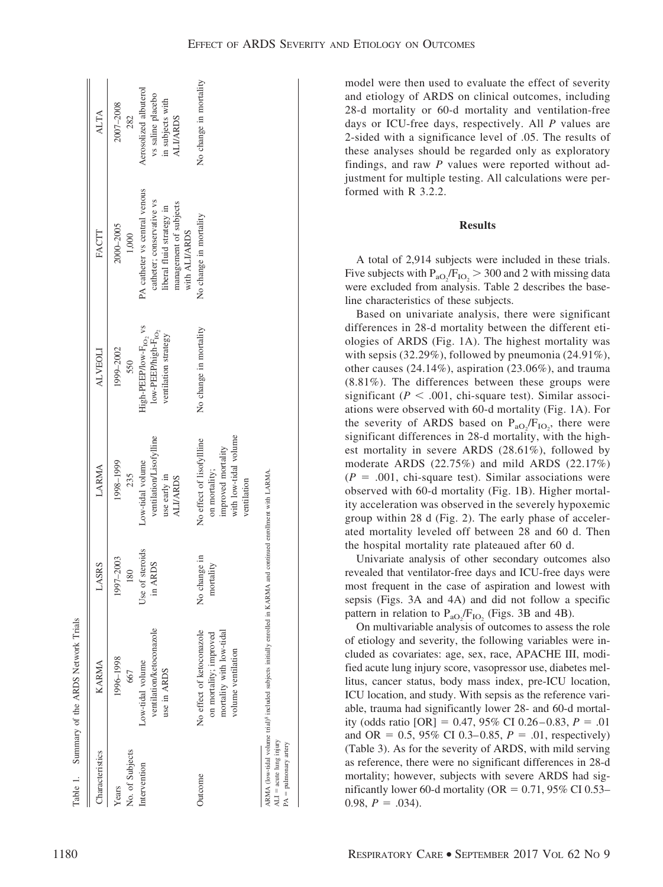Table 1. Summary of the ARDS Network Trials

| Characteristics | KARMA | LASRS | LARMA | ALVEOLI | FACTT | ALTA |
|---|---|---|---|---|---|---|
| Years | 1996–1998 | 1997–2003 | 1998–1999 | 1999–2002 | 2000–2005 | 2007–2008 |
| No. of Subjects | 667 | 180 | 235 | 550 | 1,000 | 282 |
| Intervention | Low-tidal volume ventilation/ketoconazole use in ARDS | Use of steroids in ARDS | Low-tidal volume ventilation/Lisofylline use early in ALI/ARDS | High-PEEP/low-$F_{IO_2}$ vs low-PEEP/high-$F_{IO_2}$ ventilation strategy | PA catheter vs central venous catheter; conservative vs liberal fluid strategy in management of subjects with ALI/ARDS | Aerosolized albuterol vs saline placebo in subjects with ALI/ARDS |
| Outcome | No effect of ketoconazole on mortality; improved mortality with low-tidal volume ventilation | No change in mortality | No effect of lisofylline on mortality; improved mortality with low-tidal volume ventilation | No change in mortality | No change in mortality | No change in mortality |

ARMA (low-tidal volume trial)[8] included subjects initially enrolled in KARMA and continued enrollment with LARMA.
ALI = acute lung injury
PA = pulmonary artery

model were then used to evaluate the effect of severity and etiology of ARDS on clinical outcomes, including 28-d mortality or 60-d mortality and ventilation-free days or ICU-free days, respectively. All *P* values are 2-sided with a significance level of .05. The results of these analyses should be regarded only as exploratory findings, and raw *P* values were reported without adjustment for multiple testing. All calculations were performed with R 3.2.2.

## Results

A total of 2,914 subjects were included in these trials. Five subjects with $P_{aO_2}/F_{IO_2} > 300$ and 2 with missing data were excluded from analysis. Table 2 describes the baseline characteristics of these subjects.

Based on univariate analysis, there were significant differences in 28-d mortality between the different etiologies of ARDS (Fig. 1A). The highest mortality was with sepsis (32.29%), followed by pneumonia (24.91%), other causes (24.14%), aspiration (23.06%), and trauma (8.81%). The differences between these groups were significant ($P < .001$, chi-square test). Similar associations were observed with 60-d mortality (Fig. 1A). For the severity of ARDS based on $P_{aO_2}/F_{IO_2}$, there were significant differences in 28-d mortality, with the highest mortality in severe ARDS (28.61%), followed by moderate ARDS (22.75%) and mild ARDS (22.17%) ($P = .001$, chi-square test). Similar associations were observed with 60-d mortality (Fig. 1B). Higher mortality acceleration was observed in the severely hypoxemic group within 28 d (Fig. 2). The early phase of accelerated mortality leveled off between 28 and 60 d. Then the hospital mortality rate plateaued after 60 d.

Univariate analysis of other secondary outcomes also revealed that ventilator-free days and ICU-free days were most frequent in the case of aspiration and lowest with sepsis (Figs. 3A and 4A) and did not follow a specific pattern in relation to $P_{aO_2}/F_{IO_2}$ (Figs. 3B and 4B).

On multivariable analysis of outcomes to assess the role of etiology and severity, the following variables were included as covariates: age, sex, race, APACHE III, modified acute lung injury score, vasopressor use, diabetes mellitus, cancer status, body mass index, pre-ICU location, ICU location, and study. With sepsis as the reference variable, trauma had significantly lower 28- and 60-d mortality (odds ratio [OR] = 0.47, 95% CI 0.26–0.83, $P = .01$ and OR = 0.5, 95% CI 0.3–0.85, $P = .01$, respectively) (Table 3). As for the severity of ARDS, with mild severity as reference, there were no significant differences in 28-d mortality; however, subjects with severe ARDS had significantly lower 60-d mortality (OR = 0.71, 95% CI 0.53–0.98, $P = .034$).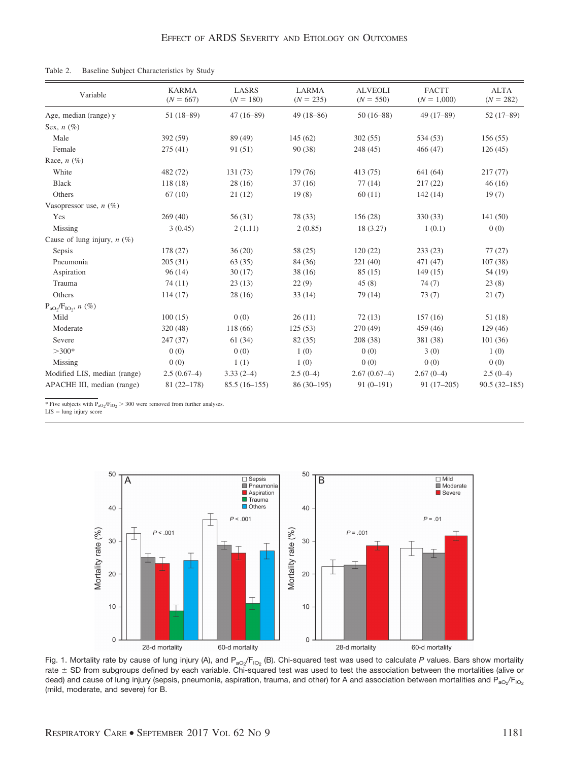Table 2. Baseline Subject Characteristics by Study

| Variable | KARMA ($N$ = 667) | LASRS ($N$ = 180) | LARMA ($N$ = 235) | ALVEOLI ($N$ = 550) | FACTT ($N$ = 1,000) | ALTA ($N$ = 282) |
|---|---|---|---|---|---|---|
| Age, median (range) y | 51 (18–89) | 47 (16–89) | 49 (18–86) | 50 (16–88) | 49 (17–89) | 52 (17–89) |
| Sex, $n$ (%) | | | | | | |
| Male | 392 (59) | 89 (49) | 145 (62) | 302 (55) | 534 (53) | 156 (55) |
| Female | 275 (41) | 91 (51) | 90 (38) | 248 (45) | 466 (47) | 126 (45) |
| Race, $n$ (%) | | | | | | |
| White | 482 (72) | 131 (73) | 179 (76) | 413 (75) | 641 (64) | 217 (77) |
| Black | 118 (18) | 28 (16) | 37 (16) | 77 (14) | 217 (22) | 46 (16) |
| Others | 67 (10) | 21 (12) | 19 (8) | 60 (11) | 142 (14) | 19 (7) |
| Vasopressor use, $n$ (%) | | | | | | |
| Yes | 269 (40) | 56 (31) | 78 (33) | 156 (28) | 330 (33) | 141 (50) |
| Missing | 3 (0.45) | 2 (1.11) | 2 (0.85) | 18 (3.27) | 1 (0.1) | 0 (0) |
| Cause of lung injury, $n$ (%) | | | | | | |
| Sepsis | 178 (27) | 36 (20) | 58 (25) | 120 (22) | 233 (23) | 77 (27) |
| Pneumonia | 205 (31) | 63 (35) | 84 (36) | 221 (40) | 471 (47) | 107 (38) |
| Aspiration | 96 (14) | 30 (17) | 38 (16) | 85 (15) | 149 (15) | 54 (19) |
| Trauma | 74 (11) | 23 (13) | 22 (9) | 45 (8) | 74 (7) | 23 (8) |
| Others | 114 (17) | 28 (16) | 33 (14) | 79 (14) | 73 (7) | 21 (7) |
| $P_{aO_2}/F_{IO_2}$, $n$ (%) | | | | | | |
| Mild | 100 (15) | 0 (0) | 26 (11) | 72 (13) | 157 (16) | 51 (18) |
| Moderate | 320 (48) | 118 (66) | 125 (53) | 270 (49) | 459 (46) | 129 (46) |
| Severe | 247 (37) | 61 (34) | 82 (35) | 208 (38) | 381 (38) | 101 (36) |
| >300* | 0 (0) | 0 (0) | 1 (0) | 0 (0) | 3 (0) | 1 (0) |
| Missing | 0 (0) | 1 (1) | 1 (0) | 0 (0) | 0 (0) | 0 (0) |
| Modified LIS, median (range) | 2.5 (0.67–4) | 3.33 (2–4) | 2.5 (0–4) | 2.67 (0.67–4) | 2.67 (0–4) | 2.5 (0–4) |
| APACHE III, median (range) | 81 (22–178) | 85.5 (16–155) | 86 (30–195) | 91 (0–191) | 91 (17–205) | 90.5 (32–185) |

\* Five subjects with $P_{aO_2}/F_{IO_2}$ > 300 were removed from further analyses.
LIS = lung injury score

Fig. 1. Mortality rate by cause of lung injury (A), and $P_{aO_2}/F_{IO_2}$ (B). Chi-squared test was used to calculate $P$ values. Bars show mortality rate ± SD from subgroups defined by each variable. Chi-squared test was used to test the association between the mortalities (alive or dead) and cause of lung injury (sepsis, pneumonia, aspiration, trauma, and other) for A and association between mortalities and $P_{aO_2}/F_{IO_2}$ (mild, moderate, and severe) for B.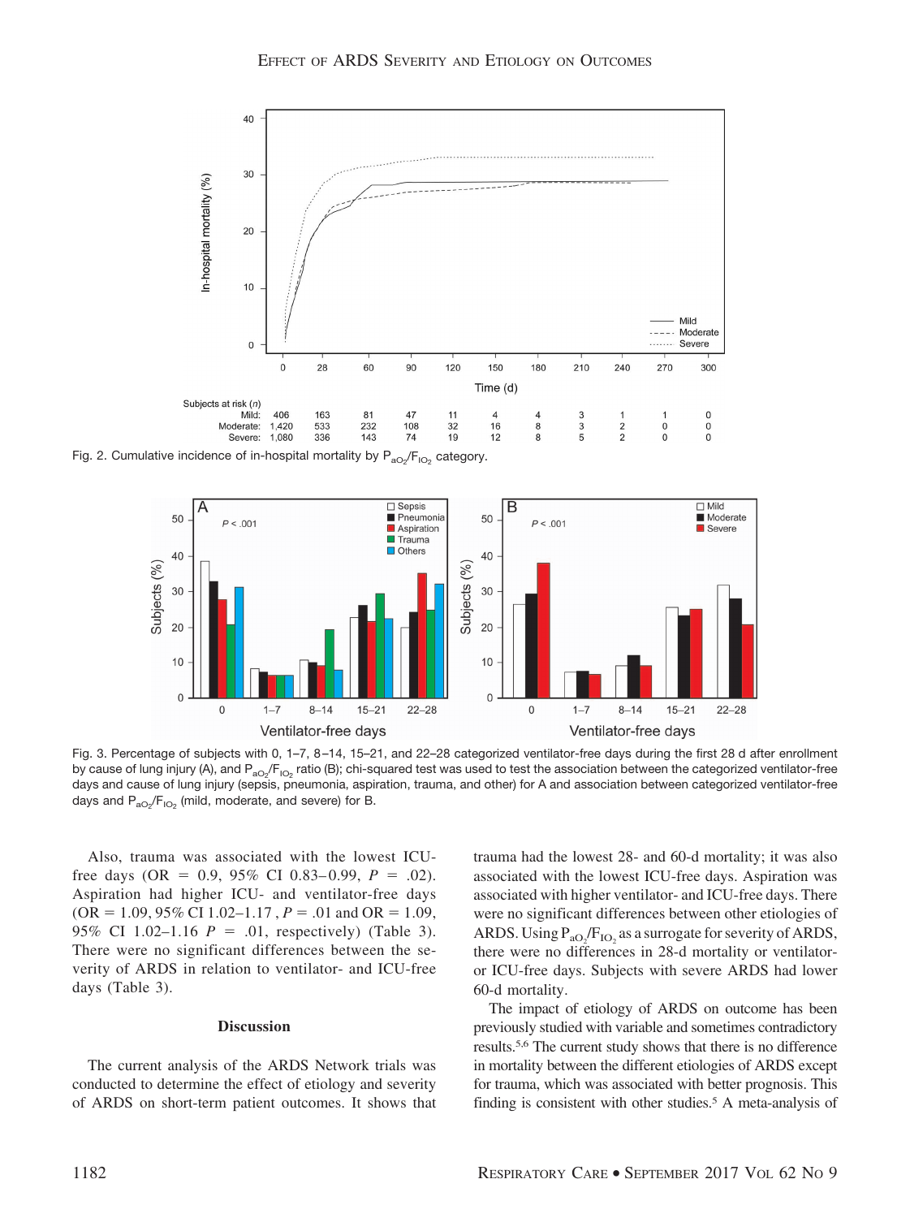Subjects at risk (n)

| | 0 | 28 | 60 | 90 | 120 | 150 | 180 | 210 | 240 | 270 | 300 |
|---|---|---|---|---|---|---|---|---|---|---|---|
| Mild: | 406 | 163 | 81 | 47 | 11 | 4 | 4 | 3 | 1 | 1 | 0 |
| Moderate: | 1,420 | 533 | 232 | 108 | 32 | 16 | 8 | 3 | 2 | 0 | 0 |
| Severe: | 1,080 | 336 | 143 | 74 | 19 | 12 | 8 | 5 | 2 | 0 | 0 |

Fig. 2. Cumulative incidence of in-hospital mortality by $P_{aO_2}/F_{IO_2}$ category.

Fig. 3. Percentage of subjects with 0, 1–7, 8–14, 15–21, and 22–28 categorized ventilator-free days during the first 28 d after enrollment by cause of lung injury (A), and $P_{aO_2}/F_{IO_2}$ ratio (B); chi-squared test was used to test the association between the categorized ventilator-free days and cause of lung injury (sepsis, pneumonia, aspiration, trauma, and other) for A and association between categorized ventilator-free days and $P_{aO_2}/F_{IO_2}$ (mild, moderate, and severe) for B.

Also, trauma was associated with the lowest ICU-free days (OR = 0.9, 95% CI 0.83–0.99, $P$ = .02). Aspiration had higher ICU- and ventilator-free days (OR = 1.09, 95% CI 1.02–1.17 , $P$ = .01 and OR = 1.09, 95% CI 1.02–1.16 $P$ = .01, respectively) (Table 3). There were no significant differences between the severity of ARDS in relation to ventilator- and ICU-free days (Table 3).

## Discussion

The current analysis of the ARDS Network trials was conducted to determine the effect of etiology and severity of ARDS on short-term patient outcomes. It shows that trauma had the lowest 28- and 60-d mortality; it was also associated with the lowest ICU-free days. Aspiration was associated with higher ventilator- and ICU-free days. There were no significant differences between other etiologies of ARDS. Using $P_{aO_2}/F_{IO_2}$ as a surrogate for severity of ARDS, there were no differences in 28-d mortality or ventilator- or ICU-free days. Subjects with severe ARDS had lower 60-d mortality.

The impact of etiology of ARDS on outcome has been previously studied with variable and sometimes contradictory results.[5,6] The current study shows that there is no difference in mortality between the different etiologies of ARDS except for trauma, which was associated with better prognosis. This finding is consistent with other studies.[5] A meta-analysis of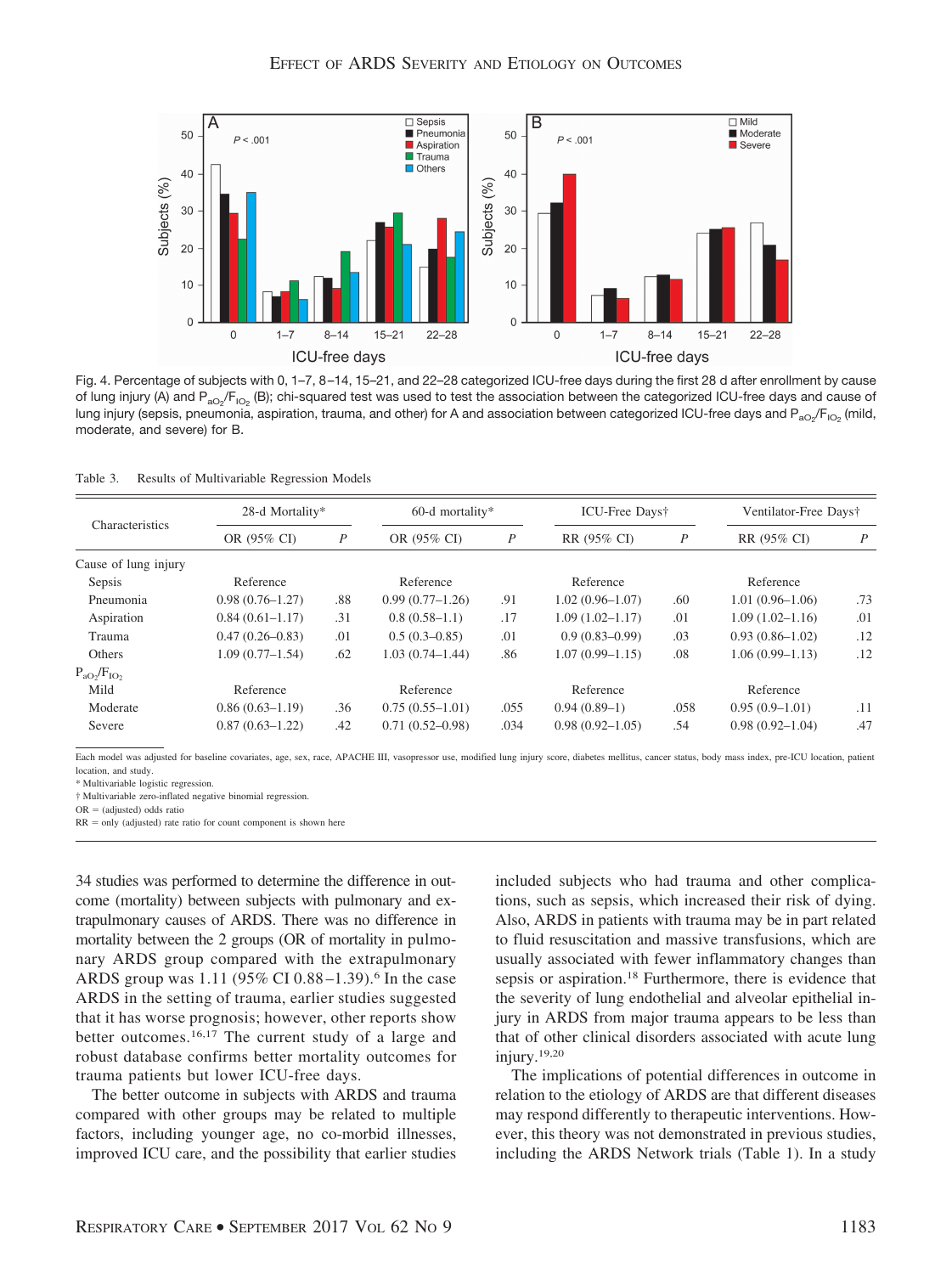Fig. 4. Percentage of subjects with 0, 1–7, 8–14, 15–21, and 22–28 categorized ICU-free days during the first 28 d after enrollment by cause of lung injury (A) and $P_{aO_2}/F_{IO_2}$ (B); chi-squared test was used to test the association between the categorized ICU-free days and cause of lung injury (sepsis, pneumonia, aspiration, trauma, and other) for A and association between categorized ICU-free days and $P_{aO_2}/F_{IO_2}$ (mild, moderate, and severe) for B.

Table 3. Results of Multivariable Regression Models

| Characteristics | 28-d Mortality* | | 60-d mortality* | | ICU-Free Days† | | Ventilator-Free Days† | |
|---|---|---|---|---|---|---|---|---|
| | OR (95% CI) | *P* | OR (95% CI) | *P* | RR (95% CI) | *P* | RR (95% CI) | *P* |
| Cause of lung injury | | | | | | | | |
| Sepsis | Reference | | Reference | | Reference | | Reference | |
| Pneumonia | 0.98 (0.76–1.27) | .88 | 0.99 (0.77–1.26) | .91 | 1.02 (0.96–1.07) | .60 | 1.01 (0.96–1.06) | .73 |
| Aspiration | 0.84 (0.61–1.17) | .31 | 0.8 (0.58–1.1) | .17 | 1.09 (1.02–1.17) | .01 | 1.09 (1.02–1.16) | .01 |
| Trauma | 0.47 (0.26–0.83) | .01 | 0.5 (0.3–0.85) | .01 | 0.9 (0.83–0.99) | .03 | 0.93 (0.86–1.02) | .12 |
| Others | 1.09 (0.77–1.54) | .62 | 1.03 (0.74–1.44) | .86 | 1.07 (0.99–1.15) | .08 | 1.06 (0.99–1.13) | .12 |
| $P_{aO_2}/F_{IO_2}$ | | | | | | | | |
| Mild | Reference | | Reference | | Reference | | Reference | |
| Moderate | 0.86 (0.63–1.19) | .36 | 0.75 (0.55–1.01) | .055 | 0.94 (0.89–1) | .058 | 0.95 (0.9–1.01) | .11 |
| Severe | 0.87 (0.63–1.22) | .42 | 0.71 (0.52–0.98) | .034 | 0.98 (0.92–1.05) | .54 | 0.98 (0.92–1.04) | .47 |

Each model was adjusted for baseline covariates, age, sex, race, APACHE III, vasopressor use, modified lung injury score, diabetes mellitus, cancer status, body mass index, pre-ICU location, patient location, and study.
\* Multivariable logistic regression.
† Multivariable zero-inflated negative binomial regression.
OR = (adjusted) odds ratio
RR = only (adjusted) rate ratio for count component is shown here

34 studies was performed to determine the difference in outcome (mortality) between subjects with pulmonary and extrapulmonary causes of ARDS. There was no difference in mortality between the 2 groups (OR of mortality in pulmonary ARDS group compared with the extrapulmonary ARDS group was 1.11 (95% CI 0.88–1.39).[6] In the case ARDS in the setting of trauma, earlier studies suggested that it has worse prognosis; however, other reports show better outcomes.[16,17] The current study of a large and robust database confirms better mortality outcomes for trauma patients but lower ICU-free days.

The better outcome in subjects with ARDS and trauma compared with other groups may be related to multiple factors, including younger age, no co-morbid illnesses, improved ICU care, and the possibility that earlier studies included subjects who had trauma and other complications, such as sepsis, which increased their risk of dying. Also, ARDS in patients with trauma may be in part related to fluid resuscitation and massive transfusions, which are usually associated with fewer inflammatory changes than sepsis or aspiration.[18] Furthermore, there is evidence that the severity of lung endothelial and alveolar epithelial injury in ARDS from major trauma appears to be less than that of other clinical disorders associated with acute lung injury.[19,20]

The implications of potential differences in outcome in relation to the etiology of ARDS are that different diseases may respond differently to therapeutic interventions. However, this theory was not demonstrated in previous studies, including the ARDS Network trials (Table 1). In a study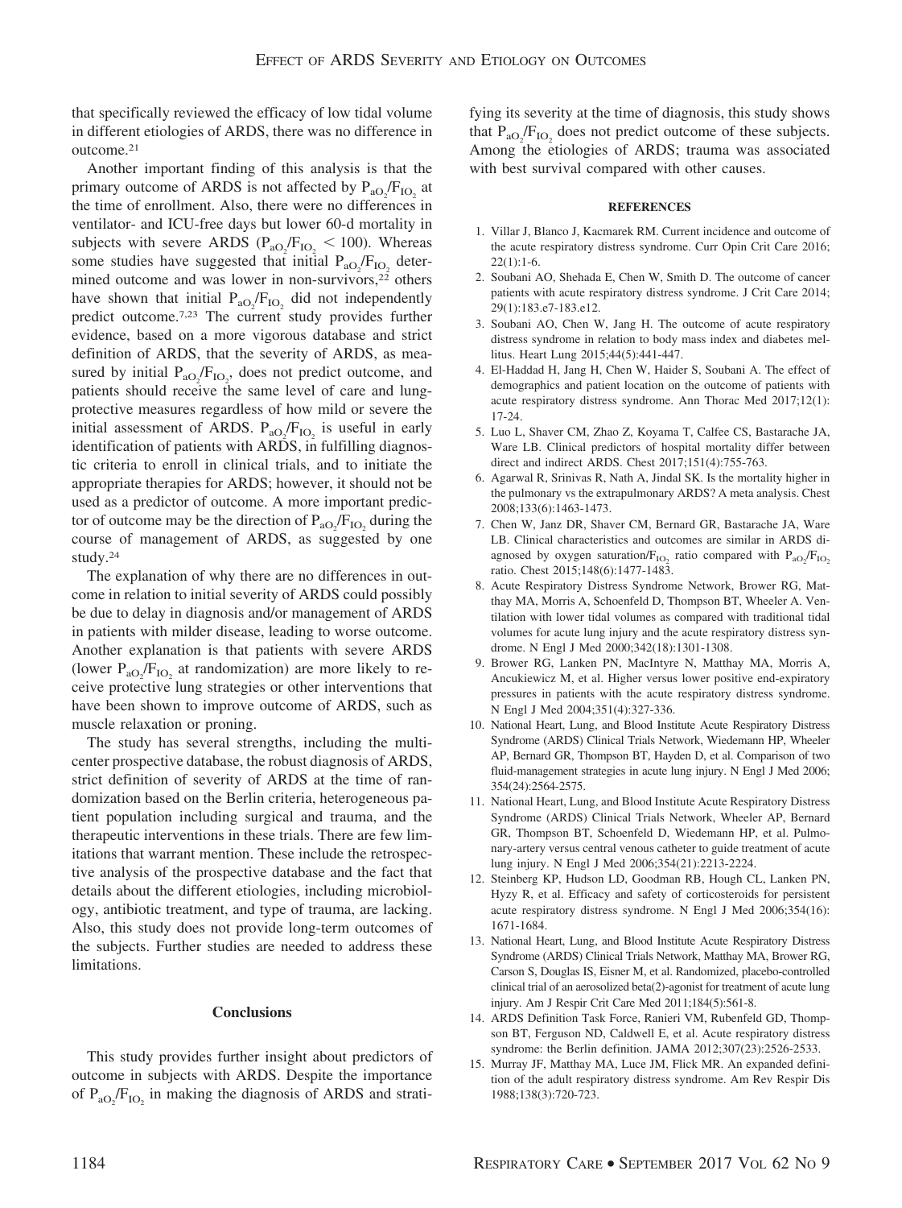that specifically reviewed the efficacy of low tidal volume in different etiologies of ARDS, there was no difference in outcome.[21]

Another important finding of this analysis is that the primary outcome of ARDS is not affected by $P_{aO_2}/F_{IO_2}$ at the time of enrollment. Also, there were no differences in ventilator- and ICU-free days but lower 60-d mortality in subjects with severe ARDS ($P_{aO_2}/F_{IO_2} < 100$). Whereas some studies have suggested that initial $P_{aO_2}/F_{IO_2}$ determined outcome and was lower in non-survivors,[22] others have shown that initial $P_{aO_2}/F_{IO_2}$ did not independently predict outcome.[7,23] The current study provides further evidence, based on a more vigorous database and strict definition of ARDS, that the severity of ARDS, as measured by initial $P_{aO_2}/F_{IO_2}$, does not predict outcome, and patients should receive the same level of care and lung-protective measures regardless of how mild or severe the initial assessment of ARDS. $P_{aO_2}/F_{IO_2}$ is useful in early identification of patients with ARDS, in fulfilling diagnostic criteria to enroll in clinical trials, and to initiate the appropriate therapies for ARDS; however, it should not be used as a predictor of outcome. A more important predictor of outcome may be the direction of $P_{aO_2}/F_{IO_2}$ during the course of management of ARDS, as suggested by one study.[24]

The explanation of why there are no differences in outcome in relation to initial severity of ARDS could possibly be due to delay in diagnosis and/or management of ARDS in patients with milder disease, leading to worse outcome. Another explanation is that patients with severe ARDS (lower $P_{aO_2}/F_{IO_2}$ at randomization) are more likely to receive protective lung strategies or other interventions that have been shown to improve outcome of ARDS, such as muscle relaxation or proning.

The study has several strengths, including the multicenter prospective database, the robust diagnosis of ARDS, strict definition of severity of ARDS at the time of randomization based on the Berlin criteria, heterogeneous patient population including surgical and trauma, and the therapeutic interventions in these trials. There are few limitations that warrant mention. These include the retrospective analysis of the prospective database and the fact that details about the different etiologies, including microbiology, antibiotic treatment, and type of trauma, are lacking. Also, this study does not provide long-term outcomes of the subjects. Further studies are needed to address these limitations.

## Conclusions

This study provides further insight about predictors of outcome in subjects with ARDS. Despite the importance of $P_{aO_2}/F_{IO_2}$ in making the diagnosis of ARDS and stratifying its severity at the time of diagnosis, this study shows that $P_{aO_2}/F_{IO_2}$ does not predict outcome of these subjects. Among the etiologies of ARDS; trauma was associated with best survival compared with other causes.

## REFERENCES

1. Villar J, Blanco J, Kacmarek RM. Current incidence and outcome of the acute respiratory distress syndrome. Curr Opin Crit Care 2016; 22(1):1-6.
2. Soubani AO, Shehada E, Chen W, Smith D. The outcome of cancer patients with acute respiratory distress syndrome. J Crit Care 2014; 29(1):183.e7-183.e12.
3. Soubani AO, Chen W, Jang H. The outcome of acute respiratory distress syndrome in relation to body mass index and diabetes mellitus. Heart Lung 2015;44(5):441-447.
4. El-Haddad H, Jang H, Chen W, Haider S, Soubani A. The effect of demographics and patient location on the outcome of patients with acute respiratory distress syndrome. Ann Thorac Med 2017;12(1): 17-24.
5. Luo L, Shaver CM, Zhao Z, Koyama T, Calfee CS, Bastarache JA, Ware LB. Clinical predictors of hospital mortality differ between direct and indirect ARDS. Chest 2017;151(4):755-763.
6. Agarwal R, Srinivas R, Nath A, Jindal SK. Is the mortality higher in the pulmonary vs the extrapulmonary ARDS? A meta analysis. Chest 2008;133(6):1463-1473.
7. Chen W, Janz DR, Shaver CM, Bernard GR, Bastarache JA, Ware LB. Clinical characteristics and outcomes are similar in ARDS diagnosed by oxygen saturation/$F_{IO_2}$ ratio compared with $P_{aO_2}/F_{IO_2}$ ratio. Chest 2015;148(6):1477-1483.
8. Acute Respiratory Distress Syndrome Network, Brower RG, Matthay MA, Morris A, Schoenfeld D, Thompson BT, Wheeler A. Ventilation with lower tidal volumes as compared with traditional tidal volumes for acute lung injury and the acute respiratory distress syndrome. N Engl J Med 2000;342(18):1301-1308.
9. Brower RG, Lanken PN, MacIntyre N, Matthay MA, Morris A, Ancukiewicz M, et al. Higher versus lower positive end-expiratory pressures in patients with the acute respiratory distress syndrome. N Engl J Med 2004;351(4):327-336.
10. National Heart, Lung, and Blood Institute Acute Respiratory Distress Syndrome (ARDS) Clinical Trials Network, Wiedemann HP, Wheeler AP, Bernard GR, Thompson BT, Hayden D, et al. Comparison of two fluid-management strategies in acute lung injury. N Engl J Med 2006; 354(24):2564-2575.
11. National Heart, Lung, and Blood Institute Acute Respiratory Distress Syndrome (ARDS) Clinical Trials Network, Wheeler AP, Bernard GR, Thompson BT, Schoenfeld D, Wiedemann HP, et al. Pulmonary-artery versus central venous catheter to guide treatment of acute lung injury. N Engl J Med 2006;354(21):2213-2224.
12. Steinberg KP, Hudson LD, Goodman RB, Hough CL, Lanken PN, Hyzy R, et al. Efficacy and safety of corticosteroids for persistent acute respiratory distress syndrome. N Engl J Med 2006;354(16): 1671-1684.
13. National Heart, Lung, and Blood Institute Acute Respiratory Distress Syndrome (ARDS) Clinical Trials Network, Matthay MA, Brower RG, Carson S, Douglas IS, Eisner M, et al. Randomized, placebo-controlled clinical trial of an aerosolized beta(2)-agonist for treatment of acute lung injury. Am J Respir Crit Care Med 2011;184(5):561-8.
14. ARDS Definition Task Force, Ranieri VM, Rubenfeld GD, Thompson BT, Ferguson ND, Caldwell E, et al. Acute respiratory distress syndrome: the Berlin definition. JAMA 2012;307(23):2526-2533.
15. Murray JF, Matthay MA, Luce JM, Flick MR. An expanded definition of the adult respiratory distress syndrome. Am Rev Respir Dis 1988;138(3):720-723.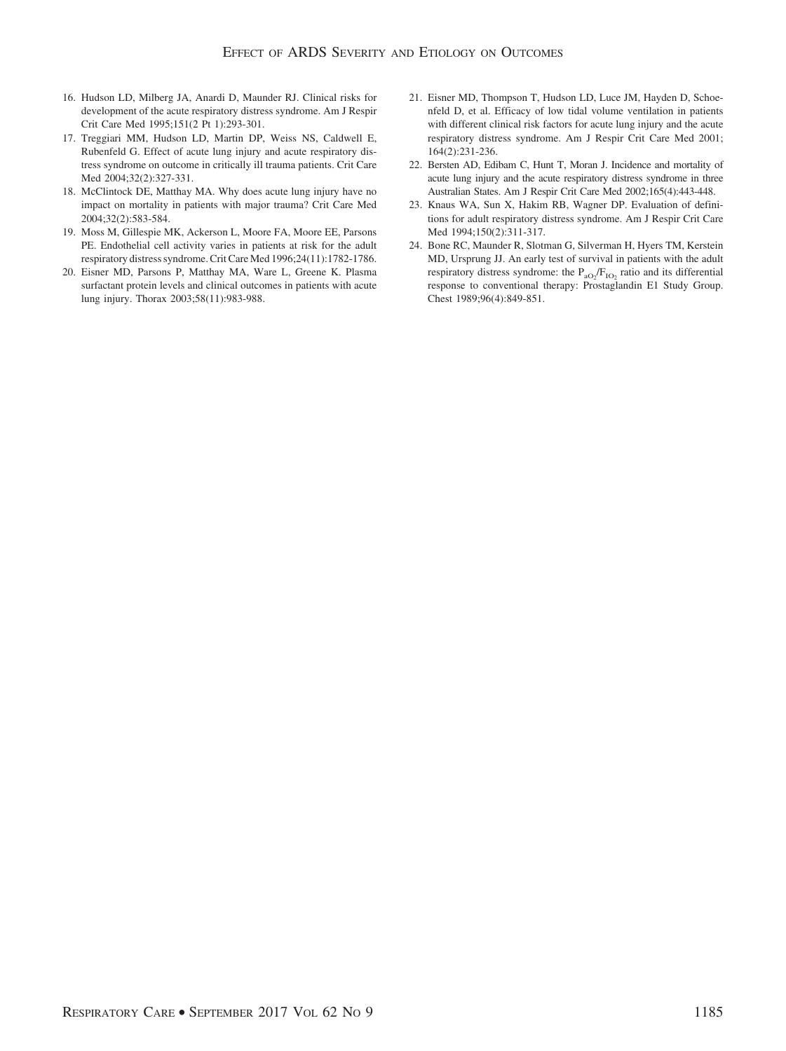16. Hudson LD, Milberg JA, Anardi D, Maunder RJ. Clinical risks for development of the acute respiratory distress syndrome. Am J Respir Crit Care Med 1995;151(2 Pt 1):293-301.
17. Treggiari MM, Hudson LD, Martin DP, Weiss NS, Caldwell E, Rubenfeld G. Effect of acute lung injury and acute respiratory distress syndrome on outcome in critically ill trauma patients. Crit Care Med 2004;32(2):327-331.
18. McClintock DE, Matthay MA. Why does acute lung injury have no impact on mortality in patients with major trauma? Crit Care Med 2004;32(2):583-584.
19. Moss M, Gillespie MK, Ackerson L, Moore FA, Moore EE, Parsons PE. Endothelial cell activity varies in patients at risk for the adult respiratory distress syndrome. Crit Care Med 1996;24(11):1782-1786.
20. Eisner MD, Parsons P, Matthay MA, Ware L, Greene K. Plasma surfactant protein levels and clinical outcomes in patients with acute lung injury. Thorax 2003;58(11):983-988.
21. Eisner MD, Thompson T, Hudson LD, Luce JM, Hayden D, Schoenfeld D, et al. Efficacy of low tidal volume ventilation in patients with different clinical risk factors for acute lung injury and the acute respiratory distress syndrome. Am J Respir Crit Care Med 2001; 164(2):231-236.
22. Bersten AD, Edibam C, Hunt T, Moran J. Incidence and mortality of acute lung injury and the acute respiratory distress syndrome in three Australian States. Am J Respir Crit Care Med 2002;165(4):443-448.
23. Knaus WA, Sun X, Hakim RB, Wagner DP. Evaluation of definitions for adult respiratory distress syndrome. Am J Respir Crit Care Med 1994;150(2):311-317.
24. Bone RC, Maunder R, Slotman G, Silverman H, Hyers TM, Kerstein MD, Ursprung JJ. An early test of survival in patients with the adult respiratory distress syndrome: the $P_{aO_2}/F_{IO_2}$ ratio and its differential response to conventional therapy: Prostaglandin E1 Study Group. Chest 1989;96(4):849-851.